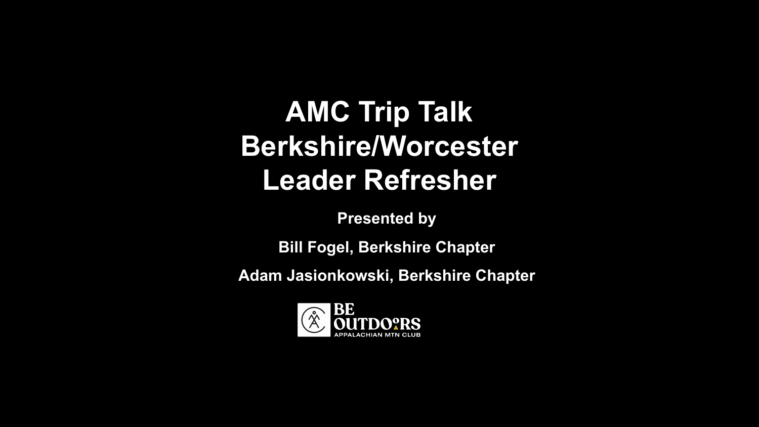# AMC Trip Talk Berkshire/Worcester Leader Refresher

**Presented by**

**Bill Fogel, Berkshire Chapter**

**Adam Jasionkowski, Berkshire Chapter**

BE OUTDOORS
APPALACHIAN MTN CLUB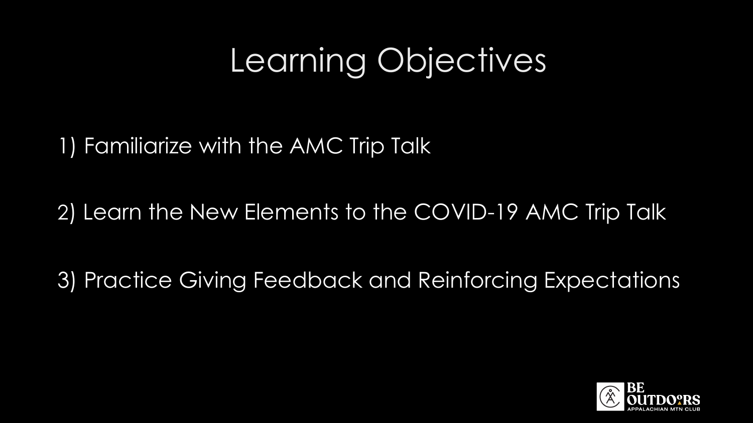# Learning Objectives

1) Familiarize with the AMC Trip Talk

2) Learn the New Elements to the COVID-19 AMC Trip Talk

3) Practice Giving Feedback and Reinforcing Expectations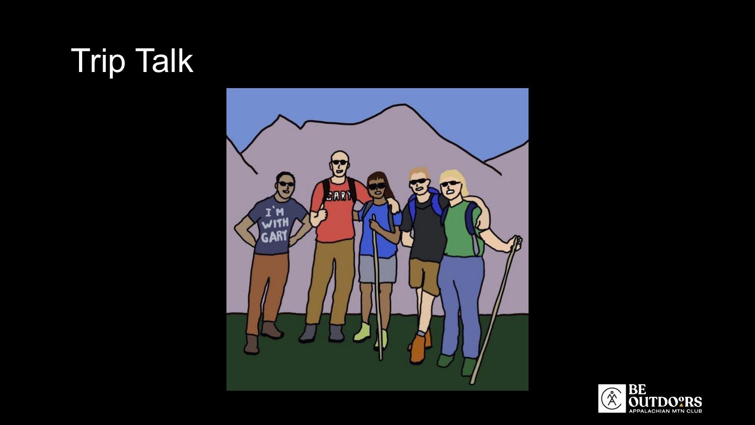# Trip Talk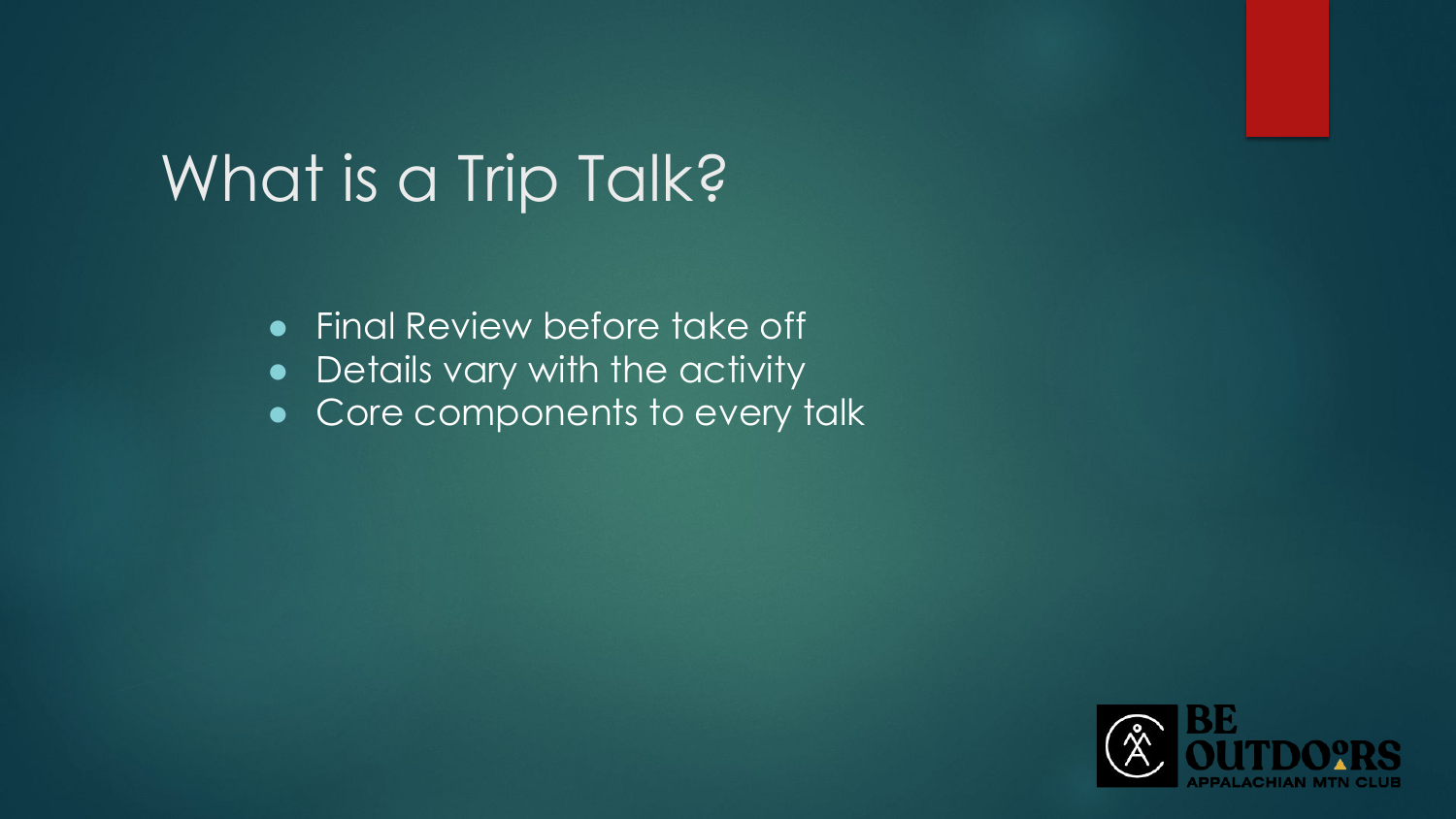# What is a Trip Talk?

- Final Review before take off
- Details vary with the activity
- Core components to every talk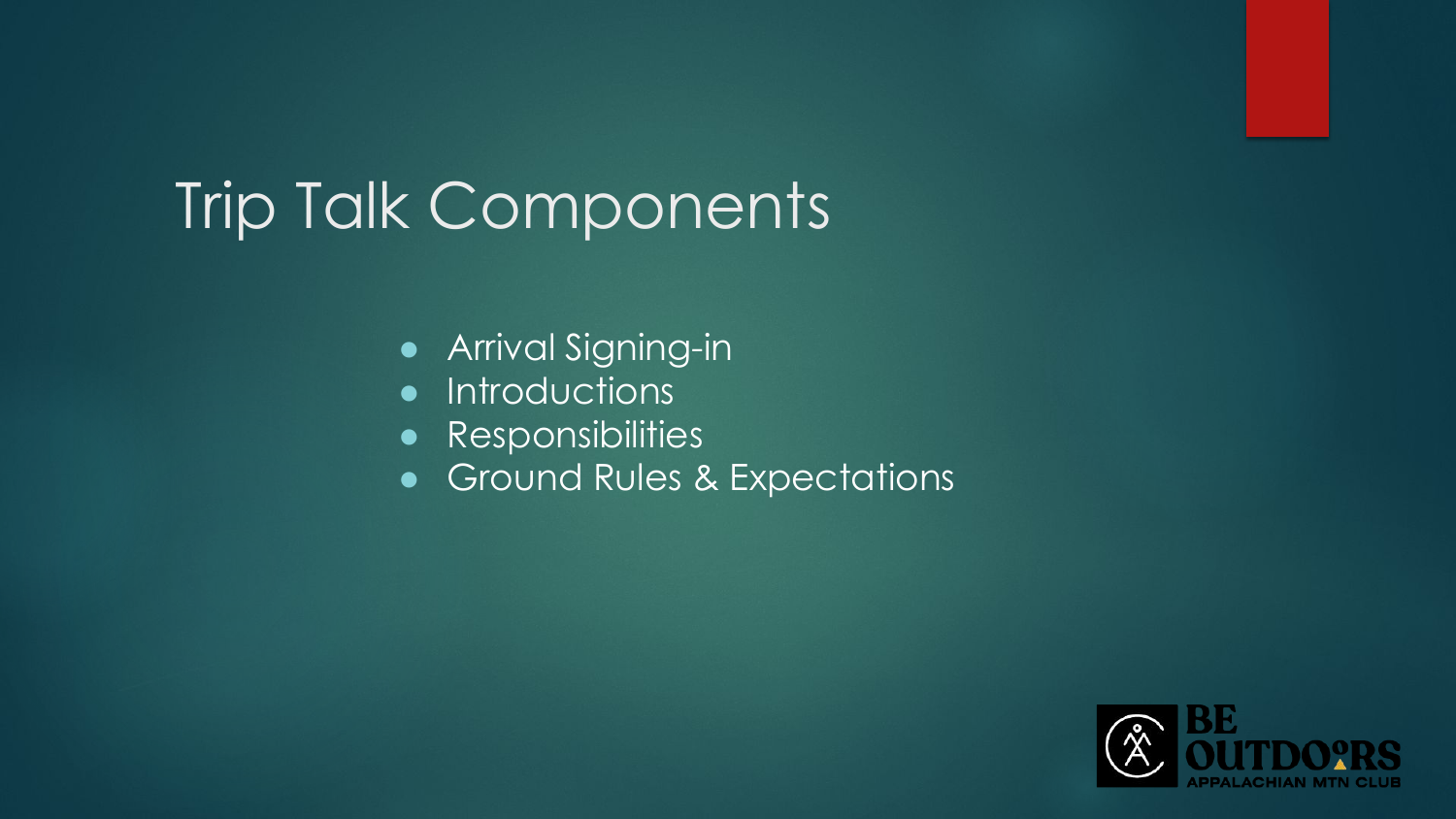# Trip Talk Components

- Arrival Signing-in
- Introductions
- Responsibilities
- Ground Rules & Expectations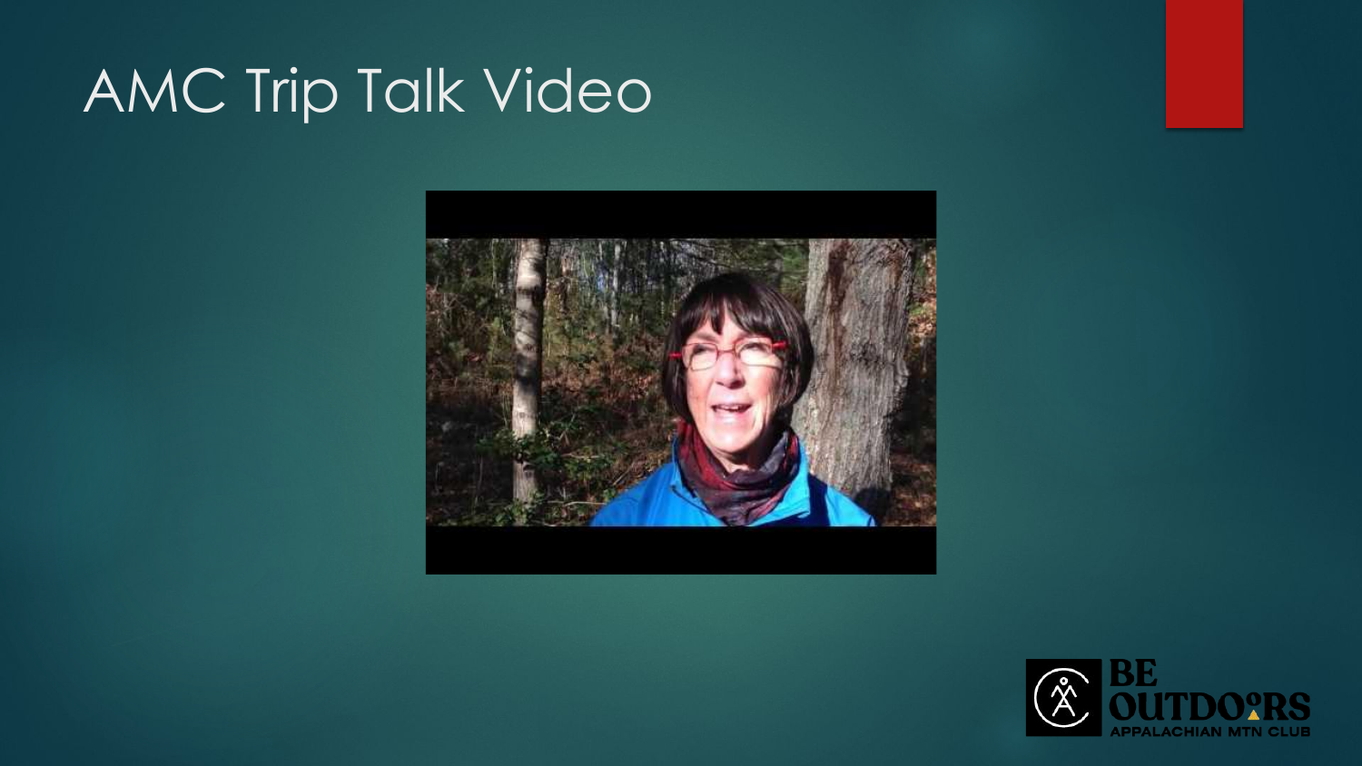# AMC Trip Talk Video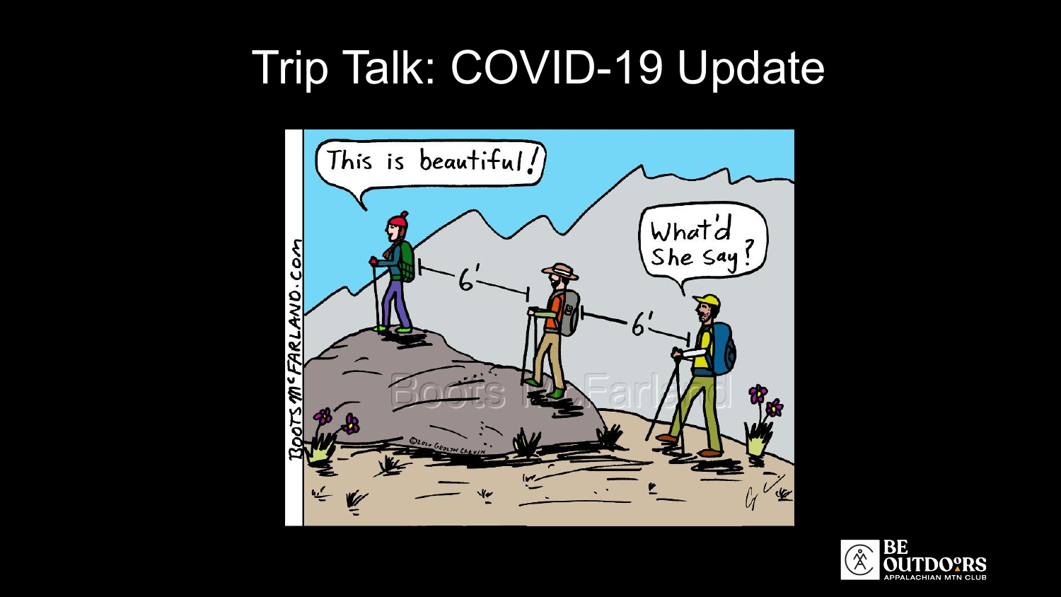# Trip Talk: COVID-19 Update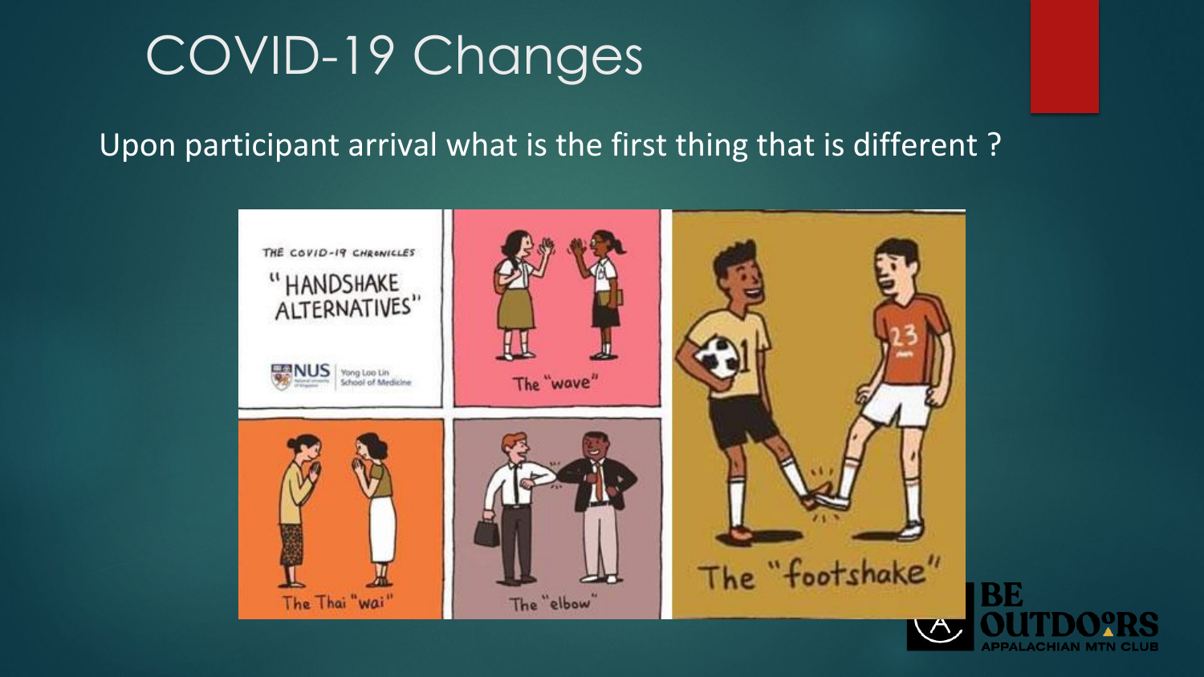# COVID-19 Changes

Upon participant arrival what is the first thing that is different ?

THE COVID-19 CHRONICLES

"HANDSHAKE ALTERNATIVES"

NUS Yong Loo Lin School of Medicine

The "wave"

The Thai "wai"

The "elbow"

The "footshake"

BE OUTDOORS APPALACHIAN MTN CLUB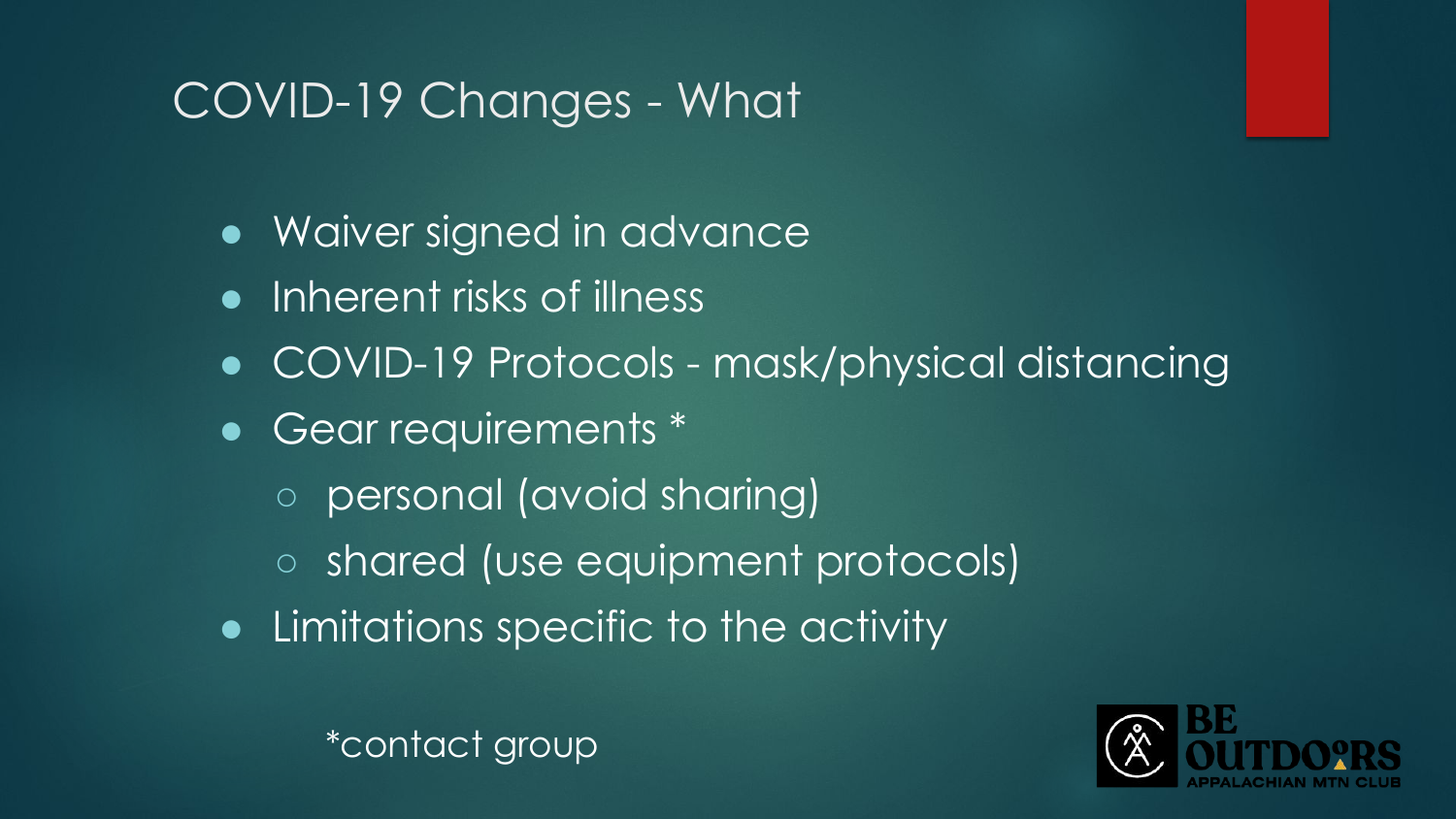# COVID-19 Changes - What

- Waiver signed in advance
- Inherent risks of illness
- COVID-19 Protocols - mask/physical distancing
- Gear requirements *
  - personal (avoid sharing)
  - shared (use equipment protocols)
- Limitations specific to the activity

*contact group

BE OUTDOORS
APPALACHIAN MTN CLUB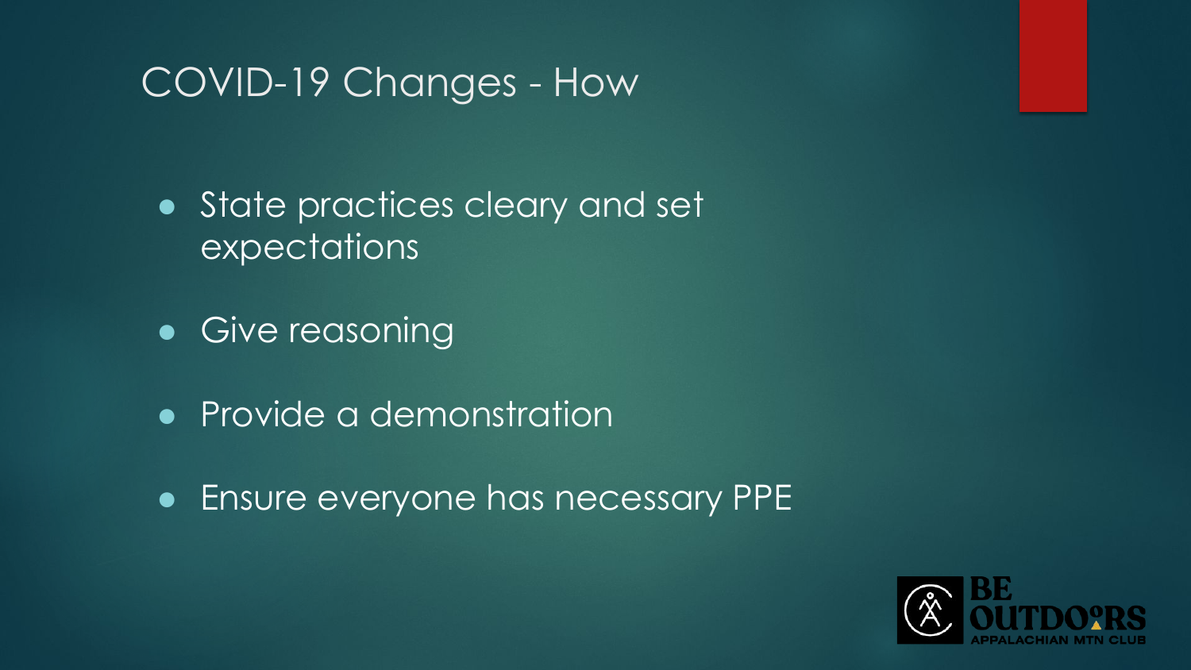# COVID-19 Changes - How

- State practices cleary and set expectations
- Give reasoning
- Provide a demonstration
- Ensure everyone has necessary PPE

BE OUTDOORS
APPALACHIAN MTN CLUB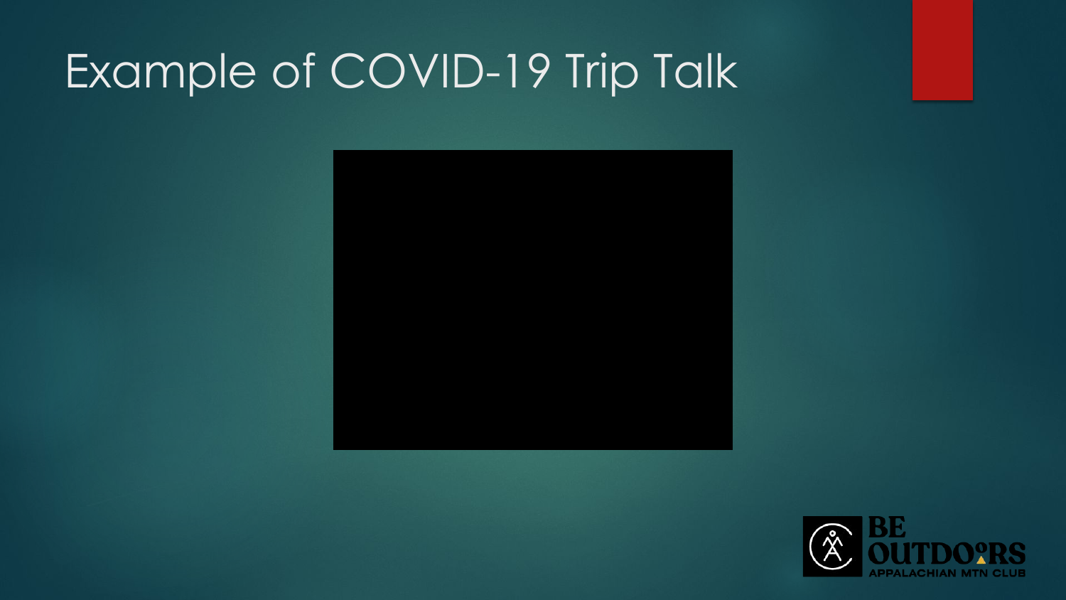# Example of COVID-19 Trip Talk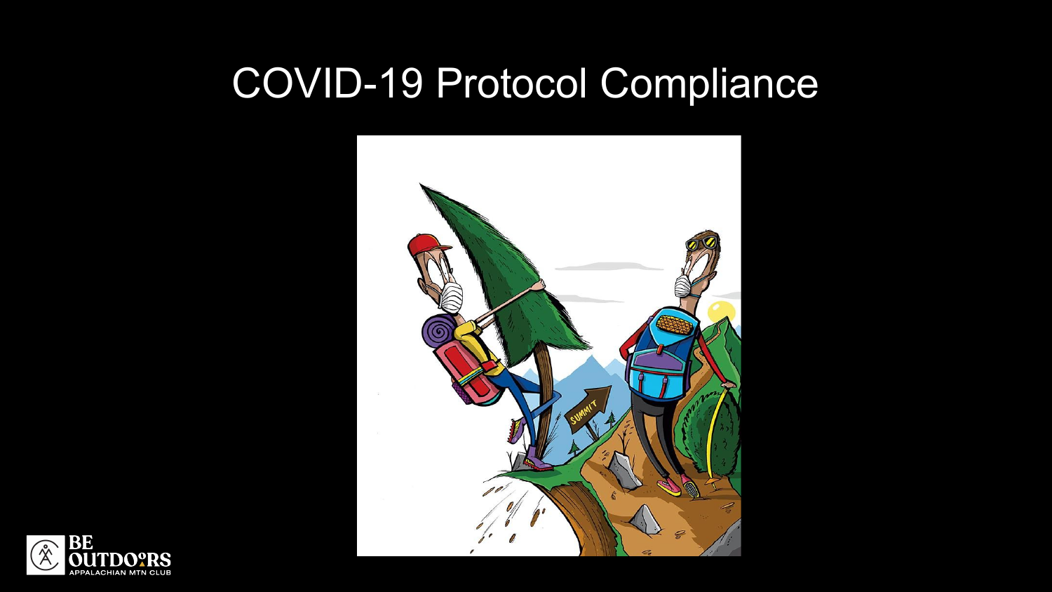# COVID-19 Protocol Compliance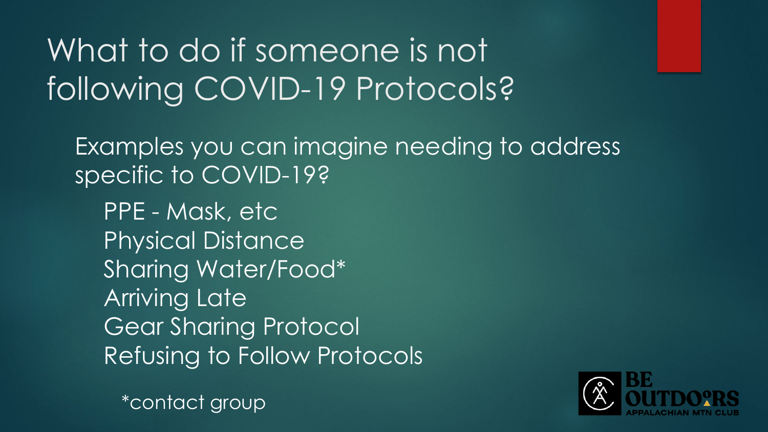# What to do if someone is not following COVID-19 Protocols?

Examples you can imagine needing to address specific to COVID-19?

- PPE - Mask, etc
- Physical Distance
- Sharing Water/Food*
- Arriving Late
- Gear Sharing Protocol
- Refusing to Follow Protocols

*contact group

BE OUTDOORS
APPALACHIAN MTN CLUB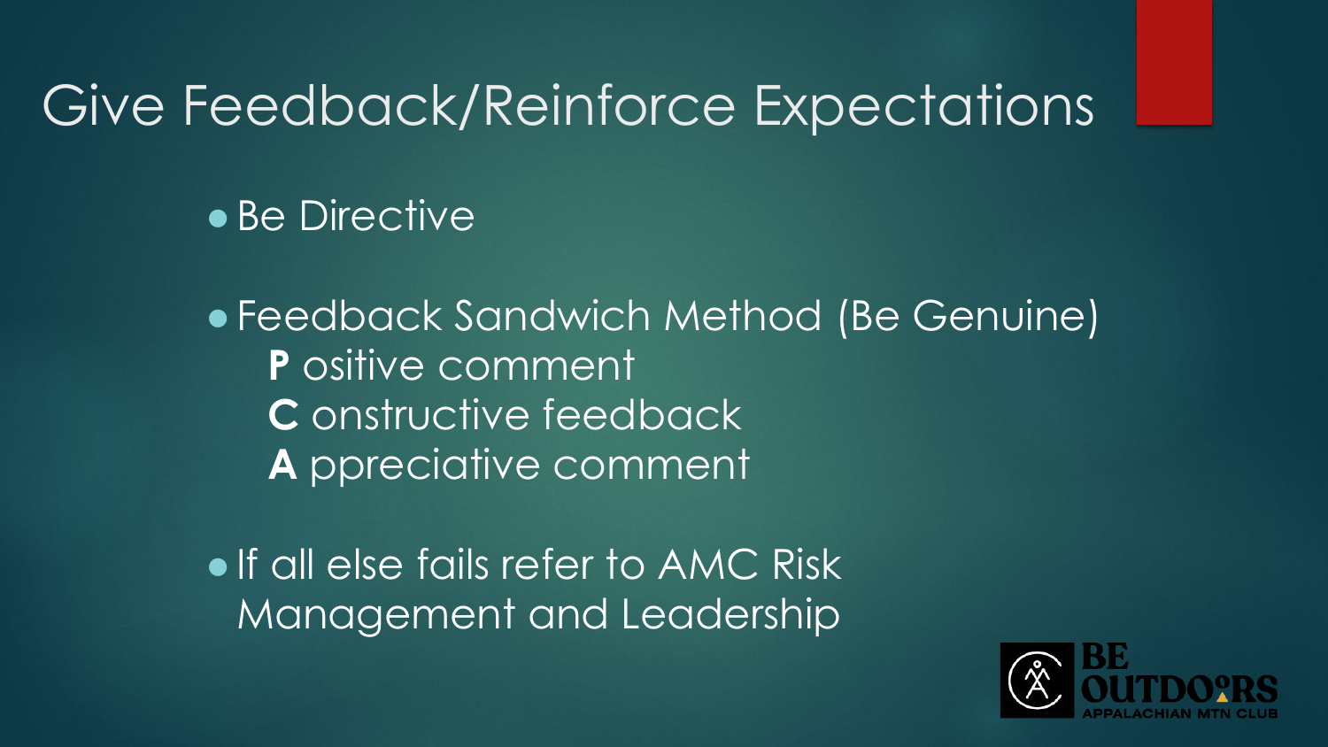# Give Feedback/Reinforce Expectations

- Be Directive
- Feedback Sandwich Method (Be Genuine)
  - **P** ositive comment
  - **C** onstructive feedback
  - **A** ppreciative comment
- If all else fails refer to AMC Risk Management and Leadership

BE OUTDOORS
APPALACHIAN MTN CLUB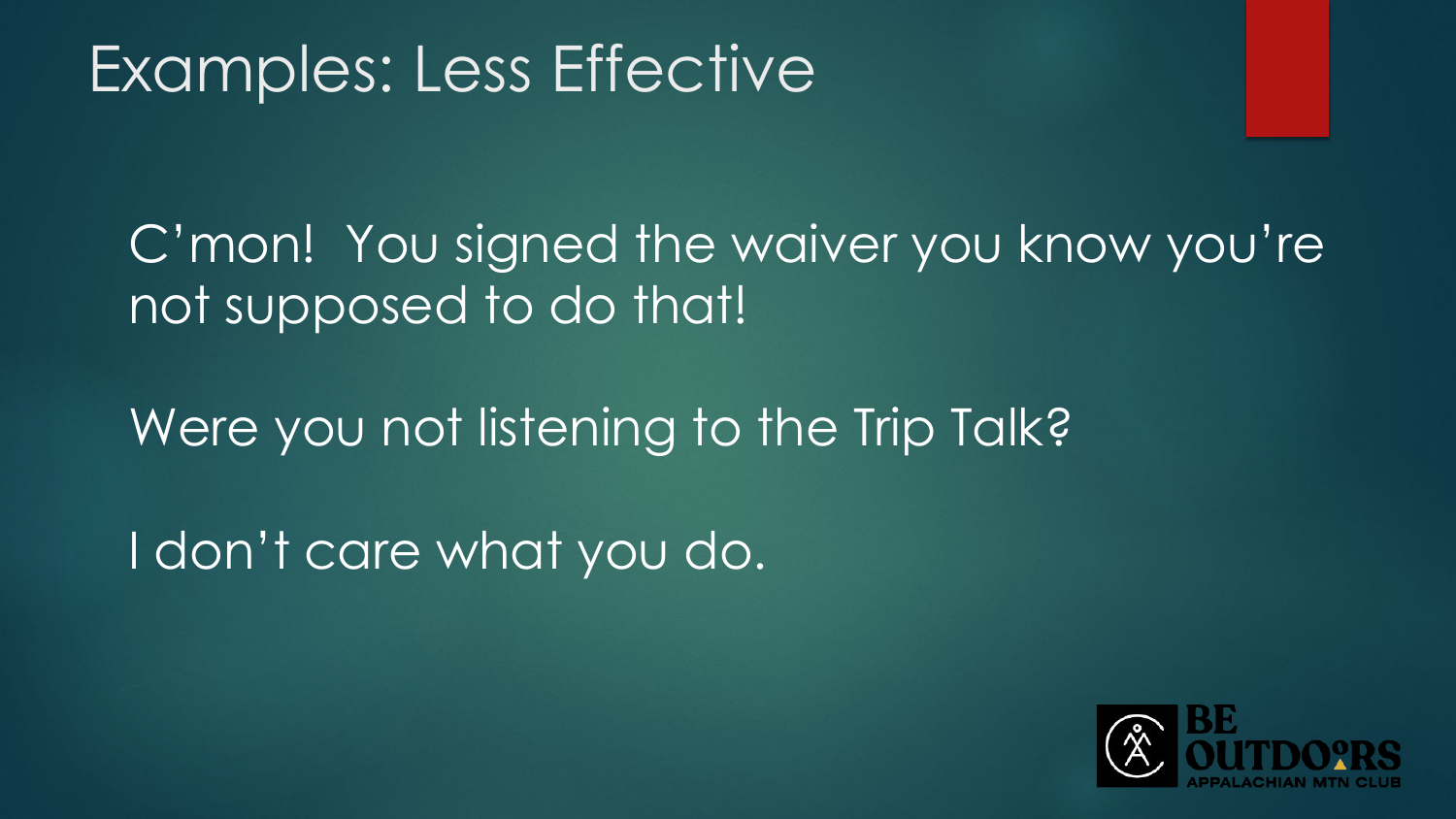# Examples: Less Effective

C'mon! You signed the waiver you know you're not supposed to do that!

Were you not listening to the Trip Talk?

I don't care what you do.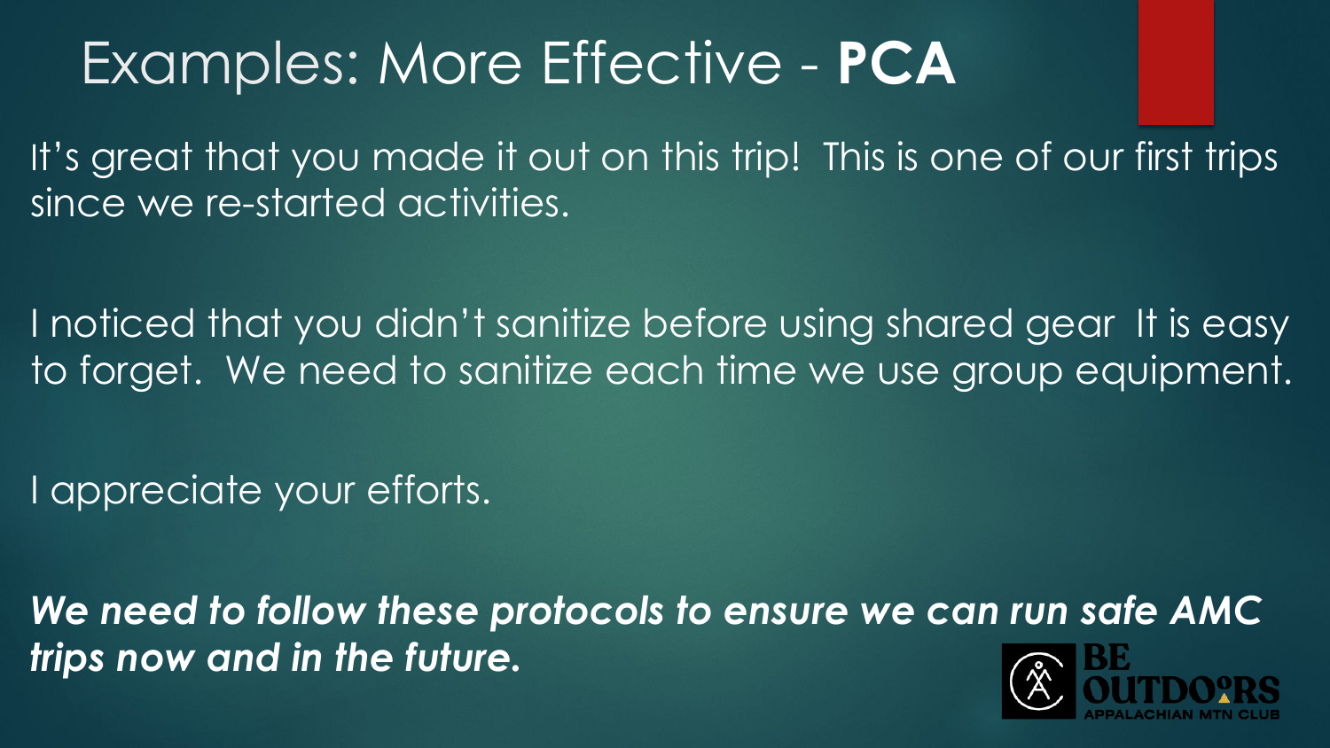# Examples: More Effective - **PCA**

It's great that you made it out on this trip! This is one of our first trips since we re-started activities.

I noticed that you didn't sanitize before using shared gear It is easy to forget. We need to sanitize each time we use group equipment.

I appreciate your efforts.

***We need to follow these protocols to ensure we can run safe AMC trips now and in the future.***

BE OUTDOORS
APPALACHIAN MTN CLUB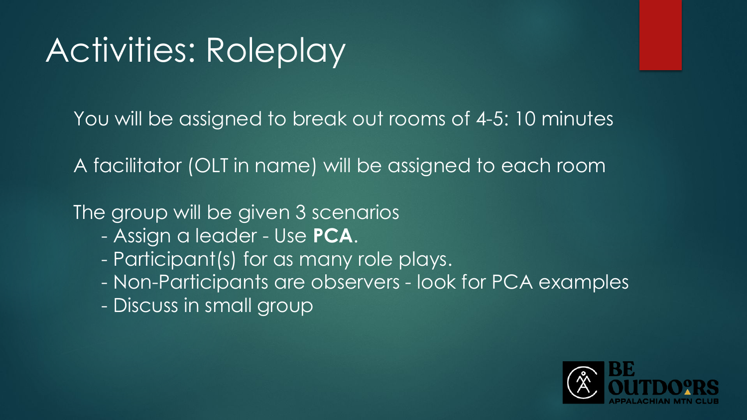# Activities: Roleplay

You will be assigned to break out rooms of 4-5: 10 minutes

A facilitator (OLT in name) will be assigned to each room

The group will be given 3 scenarios

- Assign a leader - Use **PCA**.
- Participant(s) for as many role plays.
- Non-Participants are observers - look for PCA examples
- Discuss in small group

BE OUTDOORS
APPALACHIAN MTN CLUB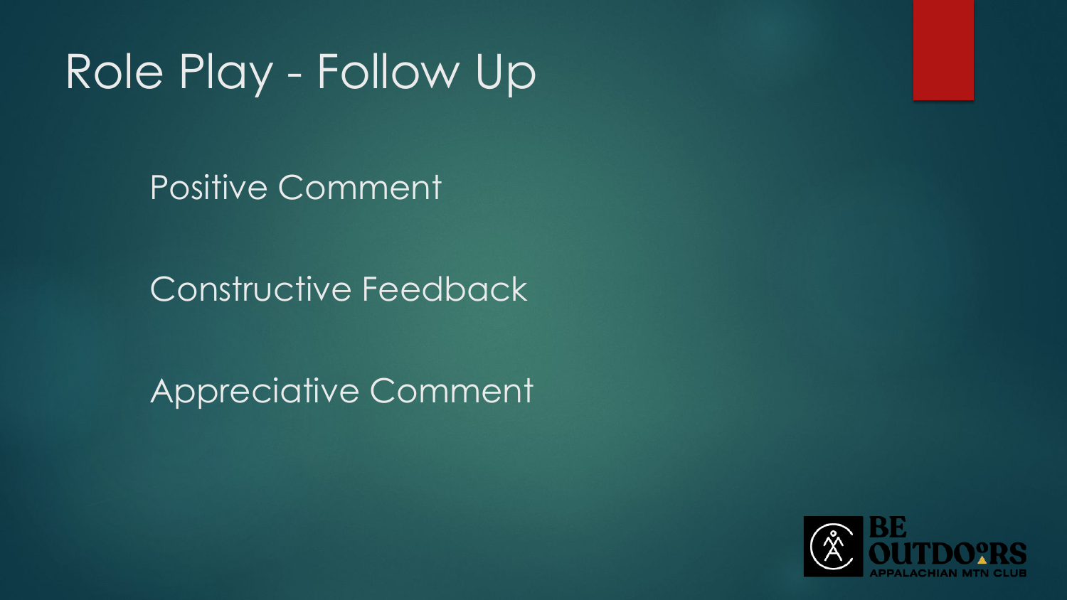# Role Play - Follow Up

Positive Comment

Constructive Feedback

Appreciative Comment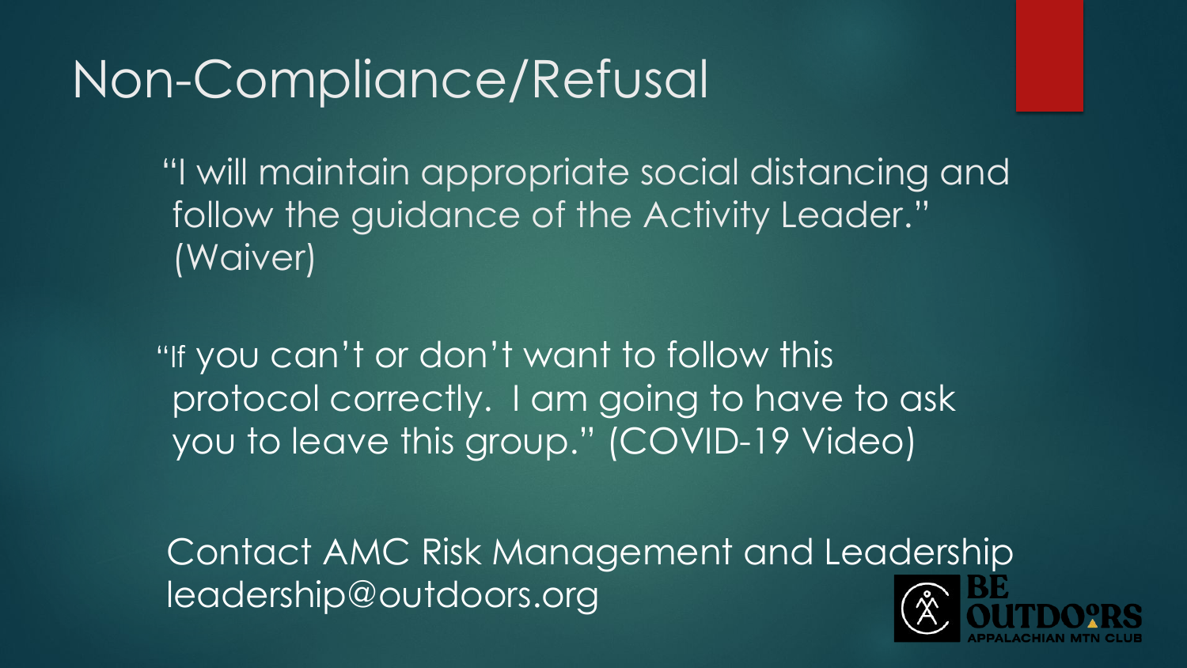# Non-Compliance/Refusal

"I will maintain appropriate social distancing and follow the guidance of the Activity Leader." (Waiver)

"If you can't or don't want to follow this protocol correctly. I am going to have to ask you to leave this group." (COVID-19 Video)

Contact AMC Risk Management and Leadership
leadership@outdoors.org

BE OUTDOORS
APPALACHIAN MTN CLUB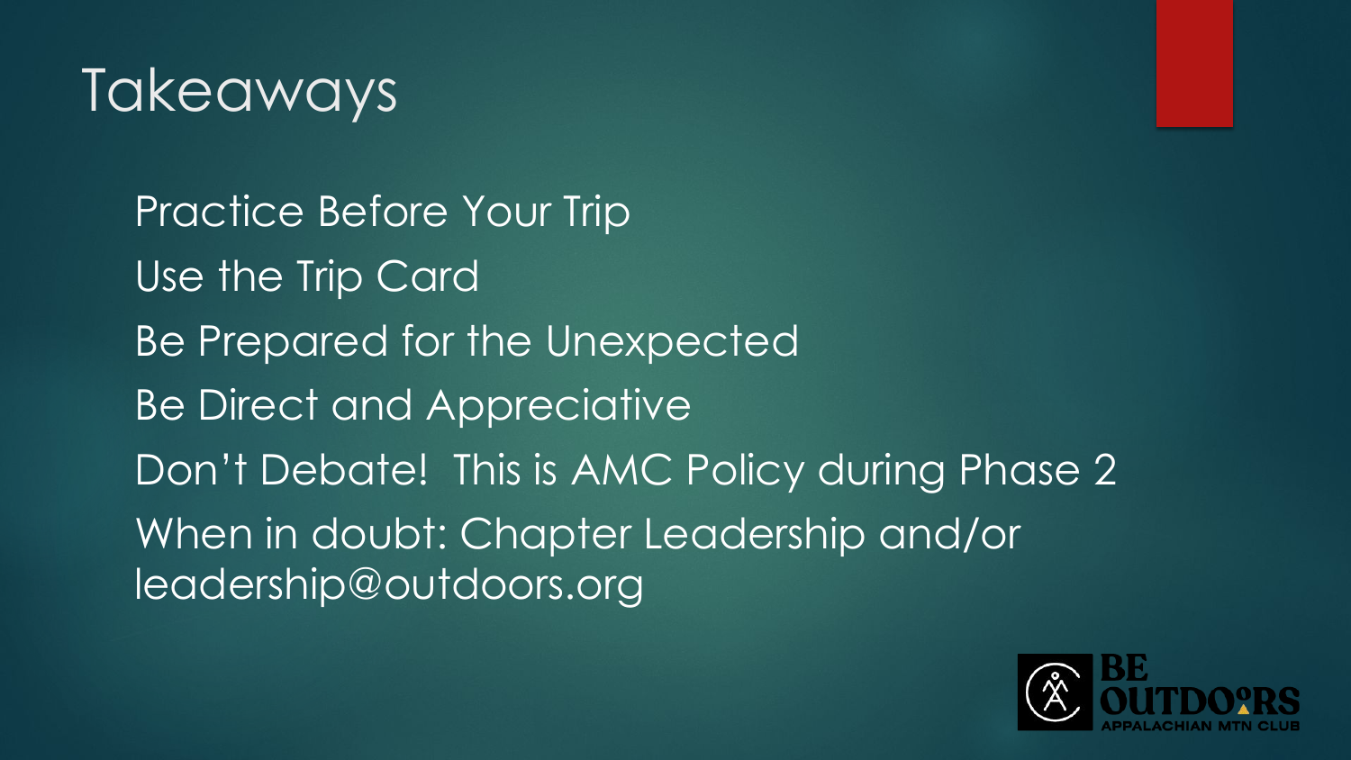# Takeaways

- Practice Before Your Trip
- Use the Trip Card
- Be Prepared for the Unexpected
- Be Direct and Appreciative
- Don't Debate!  This is AMC Policy during Phase 2
- When in doubt: Chapter Leadership and/or leadership@outdoors.org

BE OUTDOORS
APPALACHIAN MTN CLUB